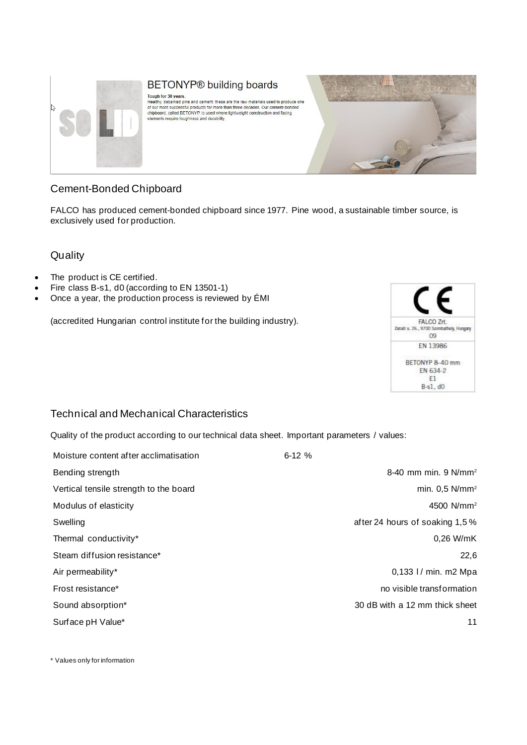## BETONYP® building boards

Tough for 30 years.
Healthy, debarked pine and cement: these are the raw materials used to produce one of our most successful products for more than three decades. Our cement-bonded chipboard, called BETONYP, is used where lightweight construction and facing elements require toughness and durability.

## Cement-Bonded Chipboard

FALCO has produced cement-bonded chipboard since 1977. Pine wood, a sustainable timber source, is exclusively used for production.

## Quality

- The product is CE certified.
- Fire class B-s1, d0 (according to EN 13501-1)
- Once a year, the production process is reviewed by ÉMI

(accredited Hungarian control institute for the building industry).

CE
FALCO Zrt.
Zanati u. 26., 9700 Szombathely, Hungary
09
EN 13986
BETONYP 8-40 mm
EN 634-2
E1
B-s1, d0

## Technical and Mechanical Characteristics

Quality of the product according to our technical data sheet. Important parameters / values:

| Parameter | Value |
| --- | --- |
| Moisture content after acclimatisation | 6-12 % |
| Bending strength | 8-40 mm min. 9 N/mm² |
| Vertical tensile strength to the board | min. 0,5 N/mm² |
| Modulus of elasticity | 4500 N/mm² |
| Swelling | after 24 hours of soaking 1,5 % |
| Thermal conductivity* | 0,26 W/mK |
| Steam diffusion resistance* | 22,6 |
| Air permeability* | 0,133 l / min. m2 Mpa |
| Frost resistance* | no visible transformation |
| Sound absorption* | 30 dB with a 12 mm thick sheet |
| Surface pH Value* | 11 |

\* Values only for information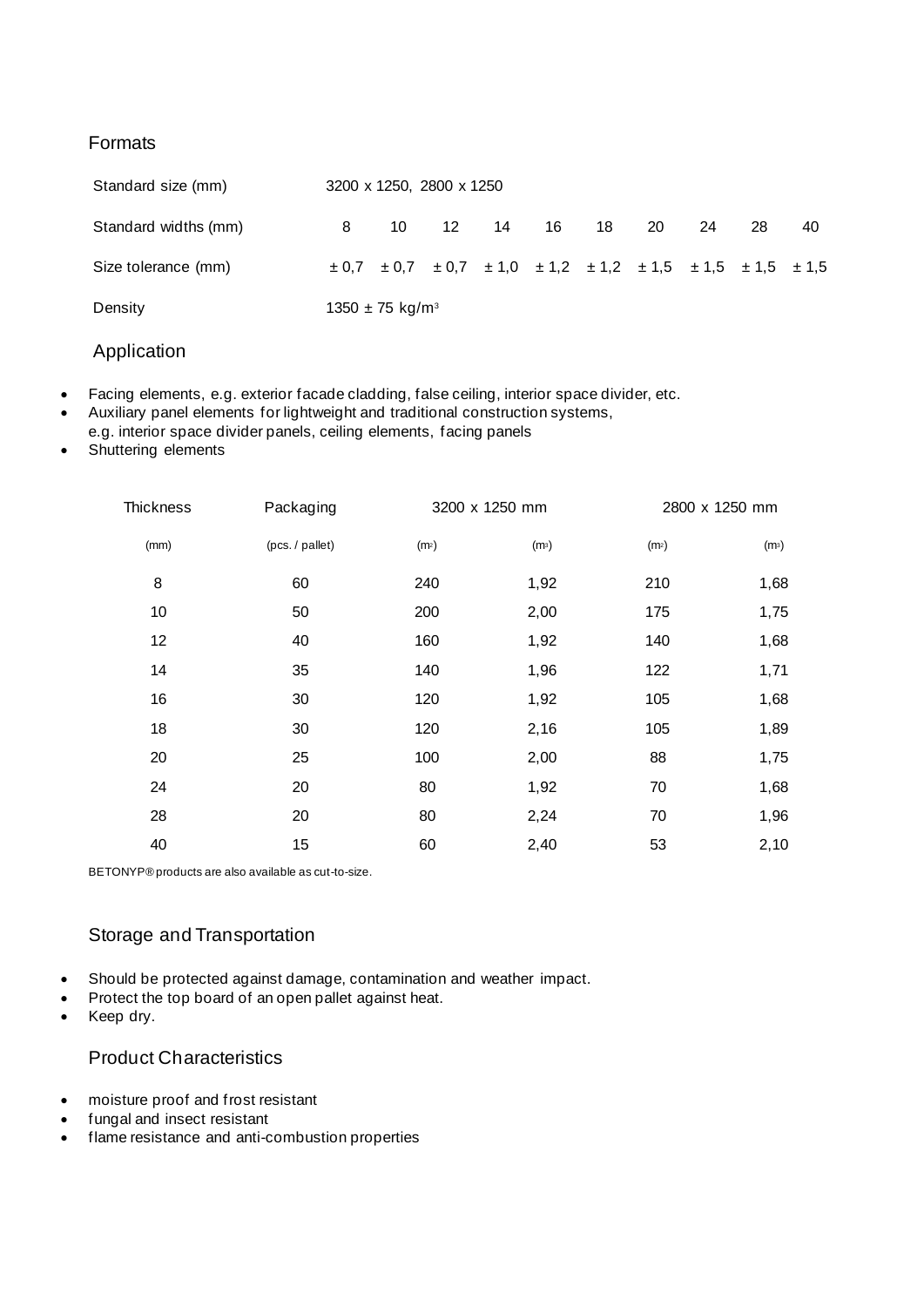## Formats

| | | | | | | | | | | |
|---|---|---|---|---|---|---|---|---|---|---|
| Standard size (mm) | 3200 x 1250, 2800 x 1250 | | | | | | | | | |
| Standard widths (mm) | 8 | 10 | 12 | 14 | 16 | 18 | 20 | 24 | 28 | 40 |
| Size tolerance (mm) | ± 0,7 | ± 0,7 | ± 0,7 | ± 1,0 | ± 1,2 | ± 1,2 | ± 1,5 | ± 1,5 | ± 1,5 | ± 1,5 |
| Density | 1350 ± 75 kg/m³ | | | | | | | | | |

## Application

- Facing elements, e.g. exterior facade cladding, false ceiling, interior space divider, etc.
- Auxiliary panel elements for lightweight and traditional construction systems, e.g. interior space divider panels, ceiling elements, facing panels
- Shuttering elements

| Thickness | Packaging | 3200 x 1250 mm | | 2800 x 1250 mm | |
|---|---|---|---|---|---|
| (mm) | (pcs. / pallet) | (m²) | (m³) | (m²) | (m³) |
| 8 | 60 | 240 | 1,92 | 210 | 1,68 |
| 10 | 50 | 200 | 2,00 | 175 | 1,75 |
| 12 | 40 | 160 | 1,92 | 140 | 1,68 |
| 14 | 35 | 140 | 1,96 | 122 | 1,71 |
| 16 | 30 | 120 | 1,92 | 105 | 1,68 |
| 18 | 30 | 120 | 2,16 | 105 | 1,89 |
| 20 | 25 | 100 | 2,00 | 88 | 1,75 |
| 24 | 20 | 80 | 1,92 | 70 | 1,68 |
| 28 | 20 | 80 | 2,24 | 70 | 1,96 |
| 40 | 15 | 60 | 2,40 | 53 | 2,10 |

BETONYP® products are also available as cut-to-size.

## Storage and Transportation

- Should be protected against damage, contamination and weather impact.
- Protect the top board of an open pallet against heat.
- Keep dry.

## Product Characteristics

- moisture proof and frost resistant
- fungal and insect resistant
- flame resistance and anti-combustion properties